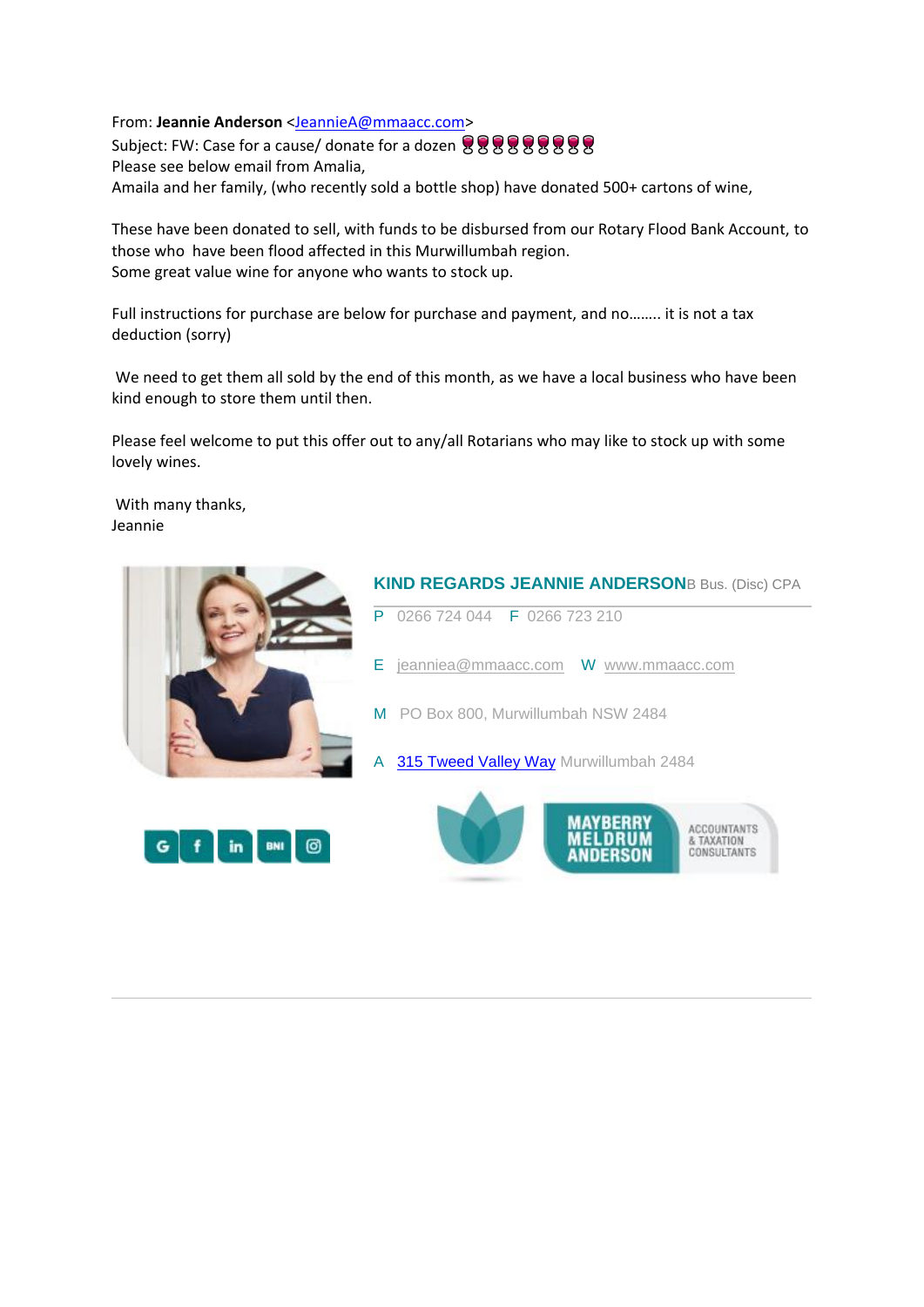From: **Jeannie Anderson** <JeannieA@mmaacc.com>
Subject: FW: Case for a cause/ donate for a dozen 🍷🍷🍷🍷🍷🍷🍷🍷🍷
Please see below email from Amalia,
Amaila and her family, (who recently sold a bottle shop) have donated 500+ cartons of wine,

These have been donated to sell, with funds to be disbursed from our Rotary Flood Bank Account, to those who have been flood affected in this Murwillumbah region.
Some great value wine for anyone who wants to stock up.

Full instructions for purchase are below for purchase and payment, and no........ it is not a tax deduction (sorry)

We need to get them all sold by the end of this month, as we have a local business who have been kind enough to store them until then.

Please feel welcome to put this offer out to any/all Rotarians who may like to stock up with some lovely wines.

With many thanks,
Jeannie

**KIND REGARDS JEANNIE ANDERSON** B Bus. (Disc) CPA

P 0266 724 044 F 0266 723 210

E jeanniea@mmaacc.com W www.mmaacc.com

M PO Box 800, Murwillumbah NSW 2484

A 315 Tweed Valley Way Murwillumbah 2484

MAYBERRY MELDRUM ANDERSON
ACCOUNTANTS & TAXATION CONSULTANTS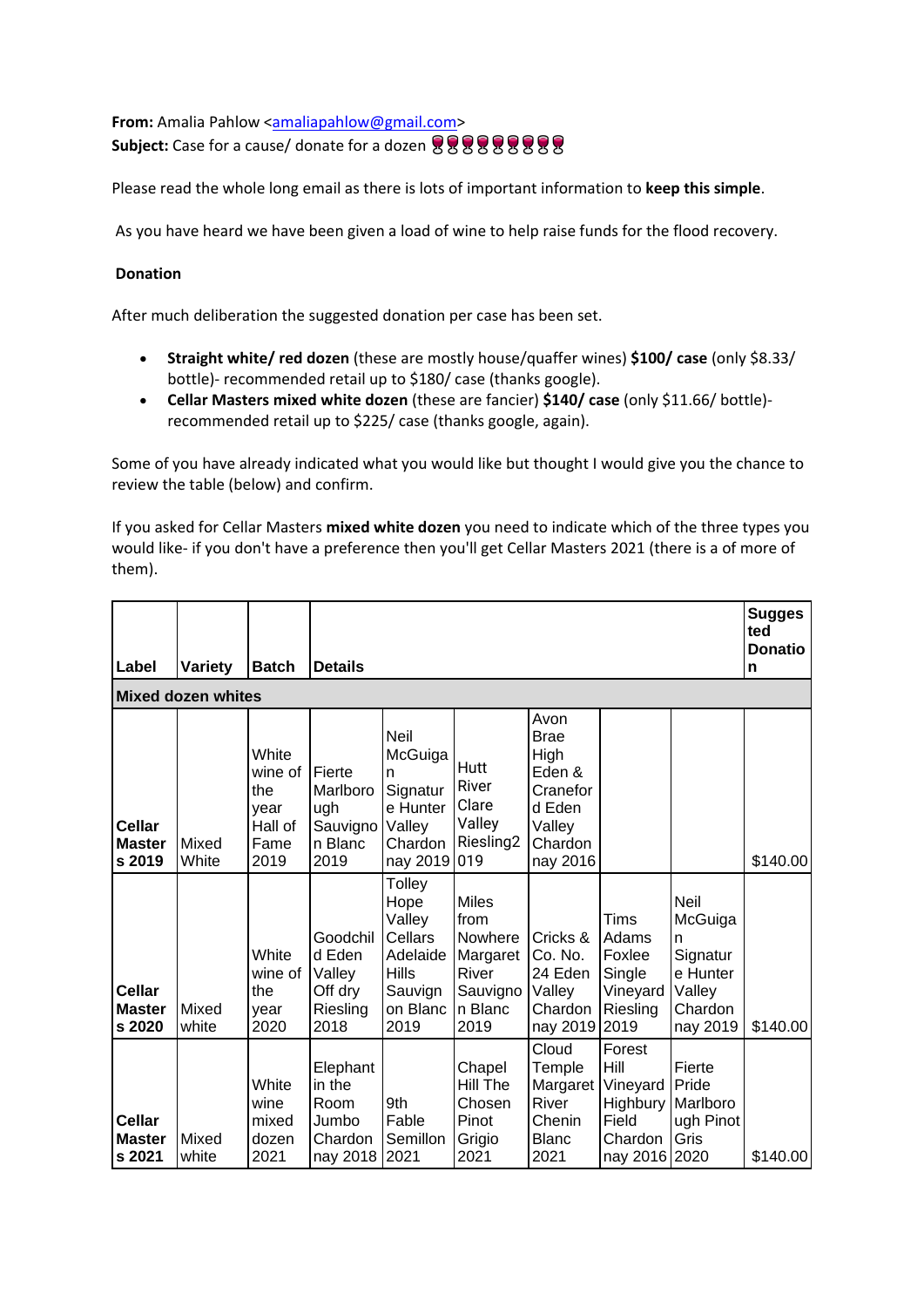**From:** Amalia Pahlow <amaliapahlow@gmail.com>
**Subject:** Case for a cause/ donate for a dozen 🍷🍷🍷🍷🍷🍷🍷🍷🍷

Please read the whole long email as there is lots of important information to **keep this simple**.

As you have heard we have been given a load of wine to help raise funds for the flood recovery.

**Donation**

After much deliberation the suggested donation per case has been set.

- **Straight white/ red dozen** (these are mostly house/quaffer wines) **$100/ case** (only $8.33/ bottle)- recommended retail up to $180/ case (thanks google).
- **Cellar Masters mixed white dozen** (these are fancier) **$140/ case** (only $11.66/ bottle)- recommended retail up to $225/ case (thanks google, again).

Some of you have already indicated what you would like but thought I would give you the chance to review the table (below) and confirm.

If you asked for Cellar Masters **mixed white dozen** you need to indicate which of the three types you would like- if you don't have a preference then you'll get Cellar Masters 2021 (there is a of more of them).

| Label | Variety | Batch | Details | | | | | | Suggested Donation |
|---|---|---|---|---|---|---|---|---|---|
| **Mixed dozen whites** | | | | | | | | | |
| **Cellar Masters 2019** | Mixed White | White wine of the year Hall of Fame 2019 | Fierte Marlborough Sauvignon Blanc 2019 | Neil McGuigan Signature Hunter Valley Chardonnay 2019 | Hutt River Clare Valley Riesling2019 | Avon Brae High Eden & Craneford Eden Valley Chardonnay 2016 | | | $140.00 |
| **Cellar Masters 2020** | Mixed white | White wine of the year 2020 | Goodchild Eden Valley Off dry Riesling 2018 | Tolley Hope Valley Cellars Adelaide Hills Sauvignon Blanc 2019 | Miles from Nowhere Margaret River Sauvignon Blanc 2019 | Cricks & Co. No. 24 Eden Valley Chardonnay 2019 | Tims Adams Foxlee Single Vineyard Riesling 2019 | Neil McGuigan Signature Hunter Valley Chardonnay 2019 | $140.00 |
| **Cellar Masters 2021** | Mixed white | White wine mixed dozen 2021 | Elephant in the Room Jumbo Chardonnay 2018 | 9th Fable Semillon 2021 | Chapel Hill The Chosen Pinot Grigio 2021 | Cloud Temple Margaret River Chenin Blanc 2021 | Forest Hill Vineyard Highbury Field Chardonnay 2016 | Fierte Pride Marlborough Pinot Gris 2020 | $140.00 |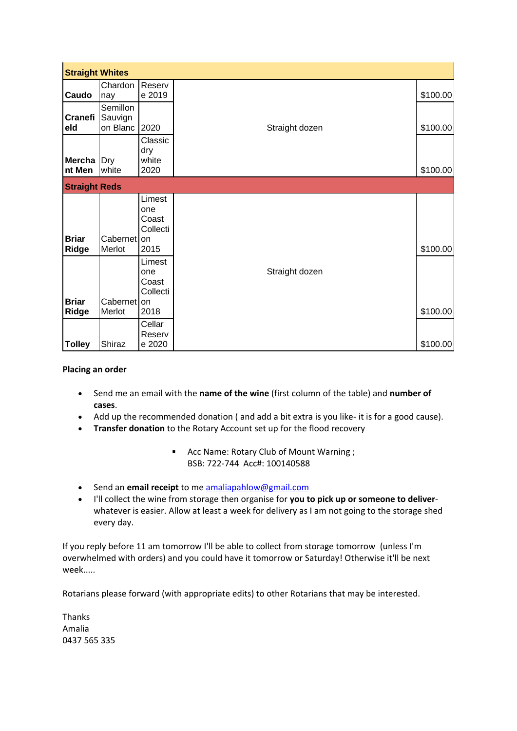| | | | | |
|---|---|---|---|---|
| **Straight Whites** | | | | |
| **Caudo** | Chardonnay | Reserve 2019 | | $100.00 |
| **Cranefield** | Semillon Sauvignon Blanc | 2020 | Straight dozen | $100.00 |
| **Merchant Men** | Dry white | Classic dry white 2020 | | $100.00 |
| **Straight Reds** | | | | |
| **Briar Ridge** | Cabernet Merlot | Limestone Coast Collection 2015 | | $100.00 |
| **Briar Ridge** | Cabernet Merlot | Limestone Coast Collection 2018 | Straight dozen | $100.00 |
| **Tolley** | Shiraz | Cellar Reserve 2020 | | $100.00 |

**Placing an order**

- Send me an email with the **name of the wine** (first column of the table) and **number of cases**.
- Add up the recommended donation ( and add a bit extra is you like- it is for a good cause).
- **Transfer donation** to the Rotary Account set up for the flood recovery
    - Acc Name: Rotary Club of Mount Warning ;
      BSB: 722-744 Acc#: 100140588
- Send an **email receipt** to me amaliapahlow@gmail.com
- I'll collect the wine from storage then organise for **you to pick up or someone to deliver**-whatever is easier. Allow at least a week for delivery as I am not going to the storage shed every day.

If you reply before 11 am tomorrow I'll be able to collect from storage tomorrow (unless I'm overwhelmed with orders) and you could have it tomorrow or Saturday! Otherwise it'll be next week.....

Rotarians please forward (with appropriate edits) to other Rotarians that may be interested.

Thanks
Amalia
0437 565 335